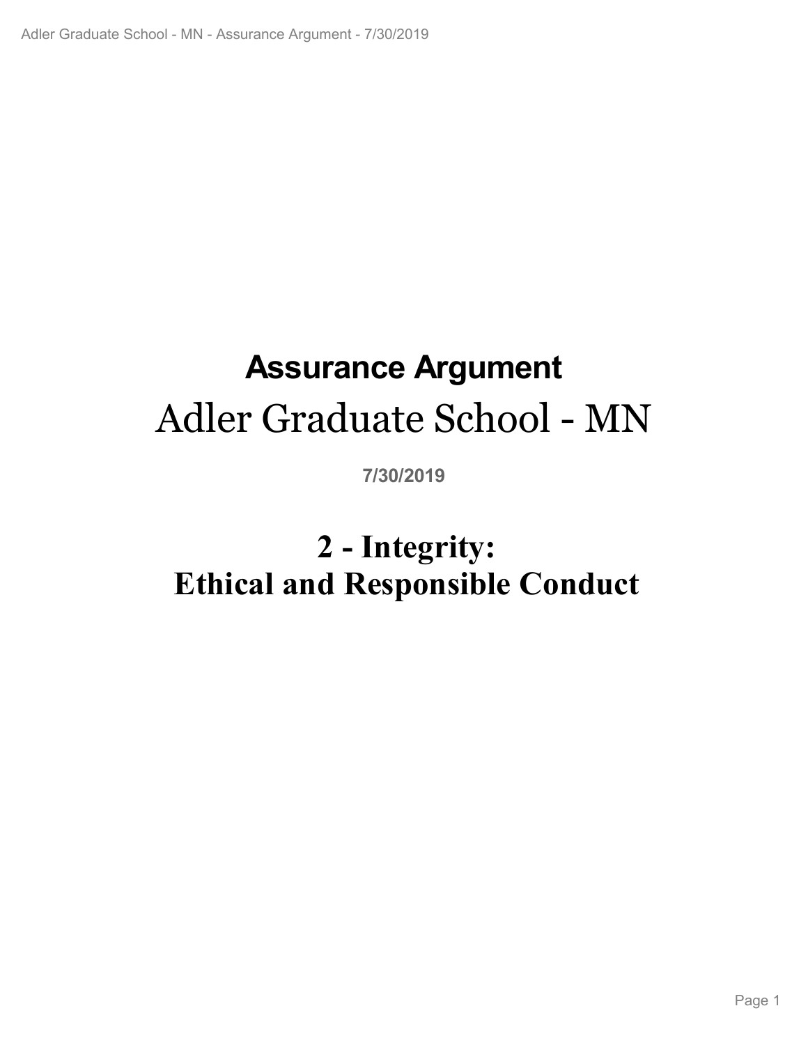# Assurance Argument

# Adler Graduate School - MN

**7/30/2019**

## 2 - Integrity: Ethical and Responsible Conduct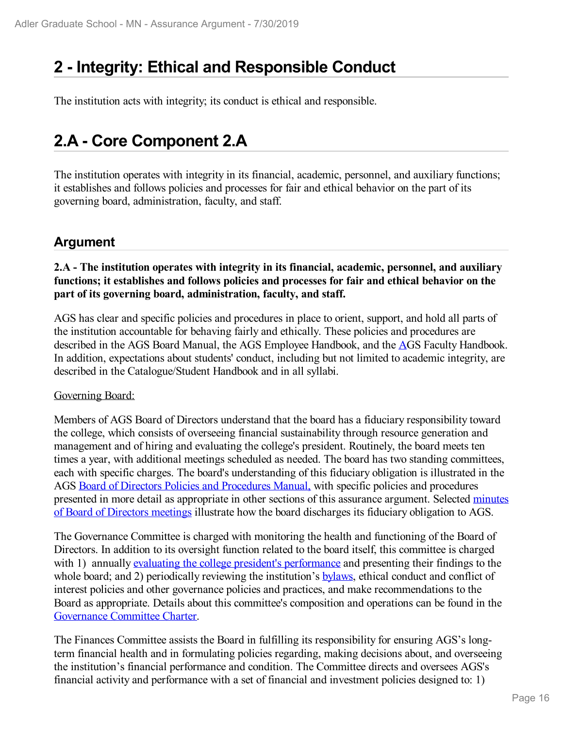# 2 - Integrity: Ethical and Responsible Conduct

The institution acts with integrity; its conduct is ethical and responsible.

# 2.A - Core Component 2.A

The institution operates with integrity in its financial, academic, personnel, and auxiliary functions; it establishes and follows policies and processes for fair and ethical behavior on the part of its governing board, administration, faculty, and staff.

## Argument

**2.A - The institution operates with integrity in its financial, academic, personnel, and auxiliary functions; it establishes and follows policies and processes for fair and ethical behavior on the part of its governing board, administration, faculty, and staff.**

AGS has clear and specific policies and procedures in place to orient, support, and hold all parts of the institution accountable for behaving fairly and ethically. These policies and procedures are described in the AGS Board Manual, the AGS Employee Handbook, and the AGS Faculty Handbook. In addition, expectations about students' conduct, including but not limited to academic integrity, are described in the Catalogue/Student Handbook and in all syllabi.

Governing Board:

Members of AGS Board of Directors understand that the board has a fiduciary responsibility toward the college, which consists of overseeing financial sustainability through resource generation and management and of hiring and evaluating the college's president. Routinely, the board meets ten times a year, with additional meetings scheduled as needed. The board has two standing committees, each with specific charges. The board's understanding of this fiduciary obligation is illustrated in the AGS Board of Directors Policies and Procedures Manual, with specific policies and procedures presented in more detail as appropriate in other sections of this assurance argument. Selected minutes of Board of Directors meetings illustrate how the board discharges its fiduciary obligation to AGS.

The Governance Committee is charged with monitoring the health and functioning of the Board of Directors. In addition to its oversight function related to the board itself, this committee is charged with 1) annually evaluating the college president's performance and presenting their findings to the whole board; and 2) periodically reviewing the institution's bylaws, ethical conduct and conflict of interest policies and other governance policies and practices, and make recommendations to the Board as appropriate. Details about this committee's composition and operations can be found in the Governance Committee Charter.

The Finances Committee assists the Board in fulfilling its responsibility for ensuring AGS's long-term financial health and in formulating policies regarding, making decisions about, and overseeing the institution's financial performance and condition. The Committee directs and oversees AGS's financial activity and performance with a set of financial and investment policies designed to: 1)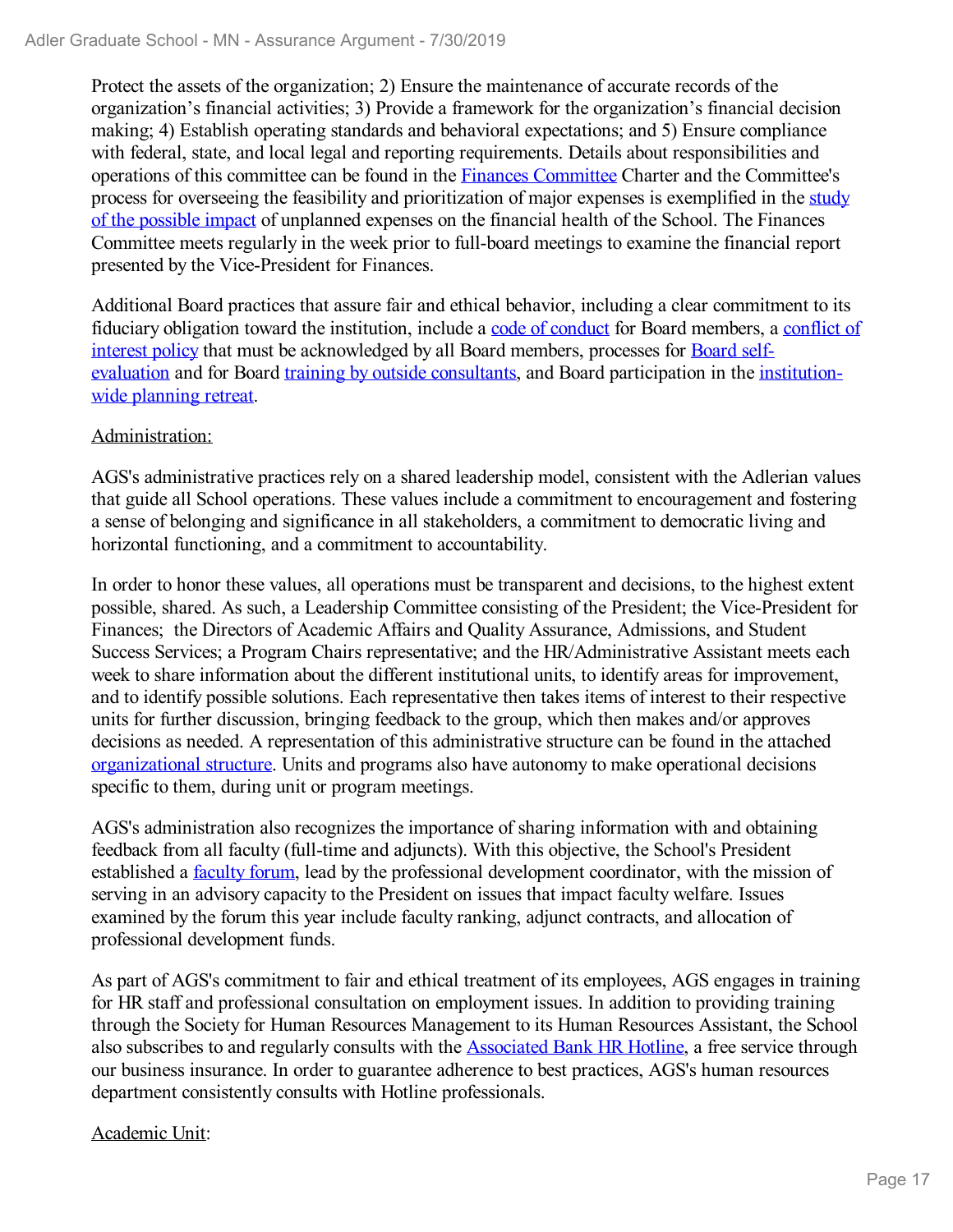Protect the assets of the organization; 2) Ensure the maintenance of accurate records of the organization's financial activities; 3) Provide a framework for the organization's financial decision making; 4) Establish operating standards and behavioral expectations; and 5) Ensure compliance with federal, state, and local legal and reporting requirements. Details about responsibilities and operations of this committee can be found in the Finances Committee Charter and the Committee's process for overseeing the feasibility and prioritization of major expenses is exemplified in the study of the possible impact of unplanned expenses on the financial health of the School. The Finances Committee meets regularly in the week prior to full-board meetings to examine the financial report presented by the Vice-President for Finances.

Additional Board practices that assure fair and ethical behavior, including a clear commitment to its fiduciary obligation toward the institution, include a code of conduct for Board members, a conflict of interest policy that must be acknowledged by all Board members, processes for Board self-evaluation and for Board training by outside consultants, and Board participation in the institution-wide planning retreat.

Administration:

AGS's administrative practices rely on a shared leadership model, consistent with the Adlerian values that guide all School operations. These values include a commitment to encouragement and fostering a sense of belonging and significance in all stakeholders, a commitment to democratic living and horizontal functioning, and a commitment to accountability.

In order to honor these values, all operations must be transparent and decisions, to the highest extent possible, shared. As such, a Leadership Committee consisting of the President; the Vice-President for Finances; the Directors of Academic Affairs and Quality Assurance, Admissions, and Student Success Services; a Program Chairs representative; and the HR/Administrative Assistant meets each week to share information about the different institutional units, to identify areas for improvement, and to identify possible solutions. Each representative then takes items of interest to their respective units for further discussion, bringing feedback to the group, which then makes and/or approves decisions as needed. A representation of this administrative structure can be found in the attached organizational structure. Units and programs also have autonomy to make operational decisions specific to them, during unit or program meetings.

AGS's administration also recognizes the importance of sharing information with and obtaining feedback from all faculty (full-time and adjuncts). With this objective, the School's President established a faculty forum, lead by the professional development coordinator, with the mission of serving in an advisory capacity to the President on issues that impact faculty welfare. Issues examined by the forum this year include faculty ranking, adjunct contracts, and allocation of professional development funds.

As part of AGS's commitment to fair and ethical treatment of its employees, AGS engages in training for HR staff and professional consultation on employment issues. In addition to providing training through the Society for Human Resources Management to its Human Resources Assistant, the School also subscribes to and regularly consults with the Associated Bank HR Hotline, a free service through our business insurance. In order to guarantee adherence to best practices, AGS's human resources department consistently consults with Hotline professionals.

Academic Unit: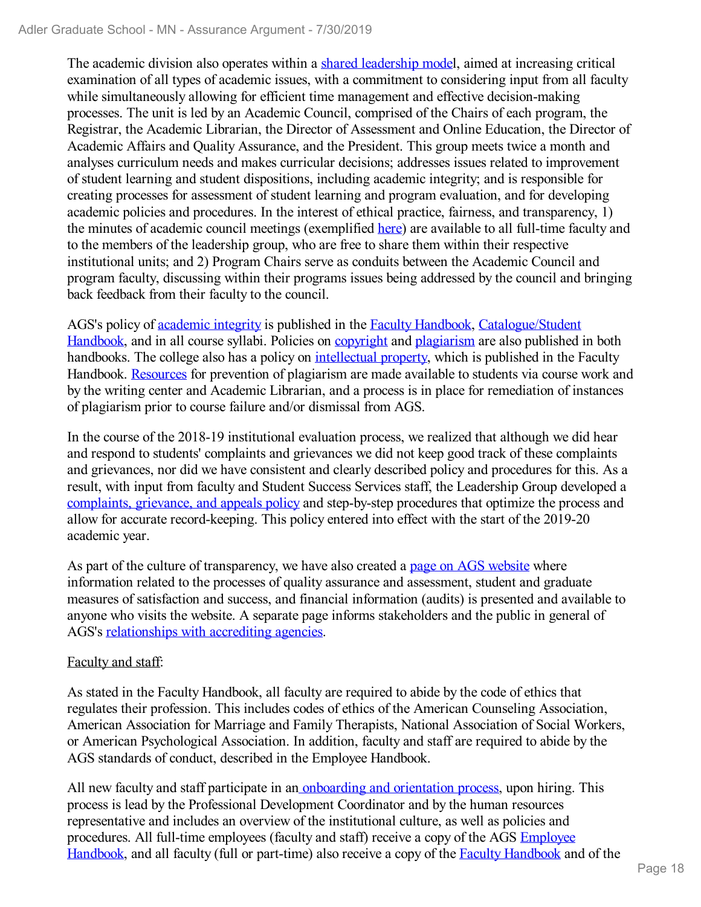The academic division also operates within a shared leadership model, aimed at increasing critical examination of all types of academic issues, with a commitment to considering input from all faculty while simultaneously allowing for efficient time management and effective decision-making processes. The unit is led by an Academic Council, comprised of the Chairs of each program, the Registrar, the Academic Librarian, the Director of Assessment and Online Education, the Director of Academic Affairs and Quality Assurance, and the President. This group meets twice a month and analyses curriculum needs and makes curricular decisions; addresses issues related to improvement of student learning and student dispositions, including academic integrity; and is responsible for creating processes for assessment of student learning and program evaluation, and for developing academic policies and procedures. In the interest of ethical practice, fairness, and transparency, 1) the minutes of academic council meetings (exemplified here) are available to all full-time faculty and to the members of the leadership group, who are free to share them within their respective institutional units; and 2) Program Chairs serve as conduits between the Academic Council and program faculty, discussing within their programs issues being addressed by the council and bringing back feedback from their faculty to the council.

AGS's policy of academic integrity is published in the Faculty Handbook, Catalogue/Student Handbook, and in all course syllabi. Policies on copyright and plagiarism are also published in both handbooks. The college also has a policy on intellectual property, which is published in the Faculty Handbook. Resources for prevention of plagiarism are made available to students via course work and by the writing center and Academic Librarian, and a process is in place for remediation of instances of plagiarism prior to course failure and/or dismissal from AGS.

In the course of the 2018-19 institutional evaluation process, we realized that although we did hear and respond to students' complaints and grievances we did not keep good track of these complaints and grievances, nor did we have consistent and clearly described policy and procedures for this. As a result, with input from faculty and Student Success Services staff, the Leadership Group developed a complaints, grievance, and appeals policy and step-by-step procedures that optimize the process and allow for accurate record-keeping. This policy entered into effect with the start of the 2019-20 academic year.

As part of the culture of transparency, we have also created a page on AGS website where information related to the processes of quality assurance and assessment, student and graduate measures of satisfaction and success, and financial information (audits) is presented and available to anyone who visits the website. A separate page informs stakeholders and the public in general of AGS's relationships with accrediting agencies.

Faculty and staff:

As stated in the Faculty Handbook, all faculty are required to abide by the code of ethics that regulates their profession. This includes codes of ethics of the American Counseling Association, American Association for Marriage and Family Therapists, National Association of Social Workers, or American Psychological Association. In addition, faculty and staff are required to abide by the AGS standards of conduct, described in the Employee Handbook.

All new faculty and staff participate in an onboarding and orientation process, upon hiring. This process is lead by the Professional Development Coordinator and by the human resources representative and includes an overview of the institutional culture, as well as policies and procedures. All full-time employees (faculty and staff) receive a copy of the AGS Employee Handbook, and all faculty (full or part-time) also receive a copy of the Faculty Handbook and of the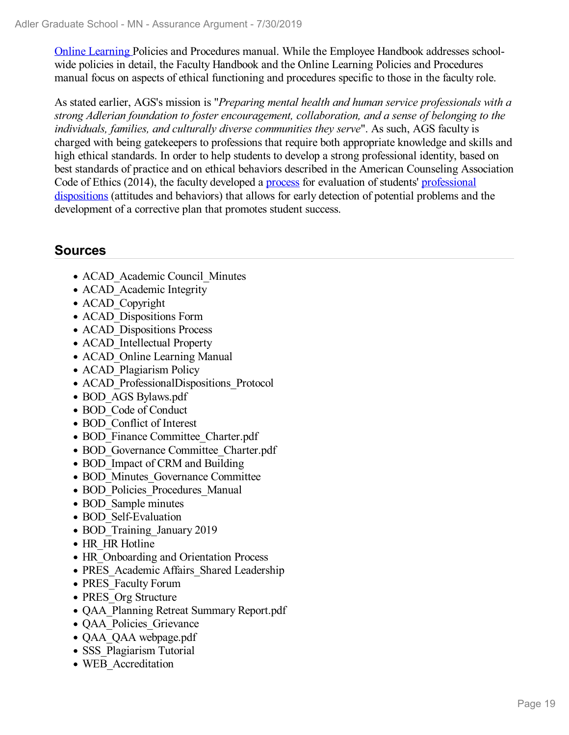Online Learning Policies and Procedures manual. While the Employee Handbook addresses school-wide policies in detail, the Faculty Handbook and the Online Learning Policies and Procedures manual focus on aspects of ethical functioning and procedures specific to those in the faculty role.

As stated earlier, AGS's mission is "*Preparing mental health and human service professionals with a strong Adlerian foundation to foster encouragement, collaboration, and a sense of belonging to the individuals, families, and culturally diverse communities they serve*". As such, AGS faculty is charged with being gatekeepers to professions that require both appropriate knowledge and skills and high ethical standards. In order to help students to develop a strong professional identity, based on best standards of practice and on ethical behaviors described in the American Counseling Association Code of Ethics (2014), the faculty developed a process for evaluation of students' professional dispositions (attitudes and behaviors) that allows for early detection of potential problems and the development of a corrective plan that promotes student success.

## Sources

- ACAD_Academic Council_Minutes
- ACAD_Academic Integrity
- ACAD_Copyright
- ACAD_Dispositions Form
- ACAD_Dispositions Process
- ACAD_Intellectual Property
- ACAD_Online Learning Manual
- ACAD_Plagiarism Policy
- ACAD_ProfessionalDispositions_Protocol
- BOD_AGS Bylaws.pdf
- BOD_Code of Conduct
- BOD_Conflict of Interest
- BOD_Finance Committee_Charter.pdf
- BOD_Governance Committee_Charter.pdf
- BOD_Impact of CRM and Building
- BOD_Minutes_Governance Committee
- BOD_Policies_Procedures_Manual
- BOD_Sample minutes
- BOD_Self-Evaluation
- BOD_Training_January 2019
- HR_HR Hotline
- HR_Onboarding and Orientation Process
- PRES_Academic Affairs_Shared Leadership
- PRES_Faculty Forum
- PRES_Org Structure
- QAA_Planning Retreat Summary Report.pdf
- QAA_Policies_Grievance
- QAA_QAA webpage.pdf
- SSS_Plagiarism Tutorial
- WEB_Accreditation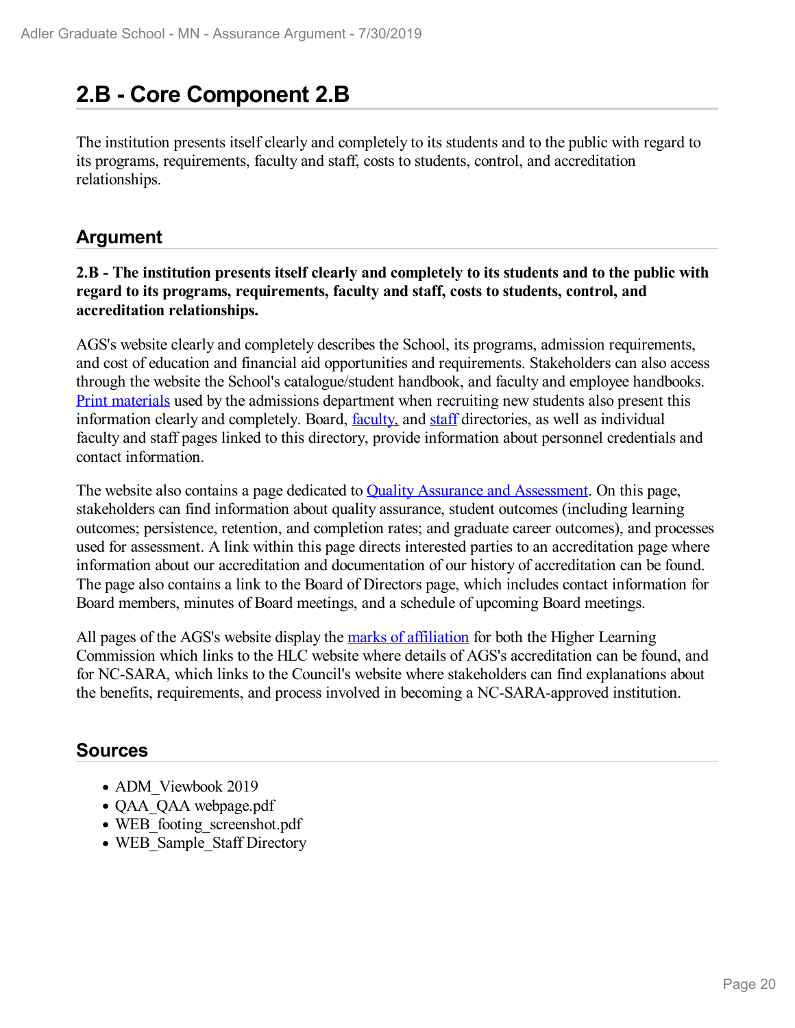# 2.B - Core Component 2.B

The institution presents itself clearly and completely to its students and to the public with regard to its programs, requirements, faculty and staff, costs to students, control, and accreditation relationships.

## Argument

**2.B - The institution presents itself clearly and completely to its students and to the public with regard to its programs, requirements, faculty and staff, costs to students, control, and accreditation relationships.**

AGS's website clearly and completely describes the School, its programs, admission requirements, and cost of education and financial aid opportunities and requirements. Stakeholders can also access through the website the School's catalogue/student handbook, and faculty and employee handbooks. Print materials used by the admissions department when recruiting new students also present this information clearly and completely. Board, faculty, and staff directories, as well as individual faculty and staff pages linked to this directory, provide information about personnel credentials and contact information.

The website also contains a page dedicated to Quality Assurance and Assessment. On this page, stakeholders can find information about quality assurance, student outcomes (including learning outcomes; persistence, retention, and completion rates; and graduate career outcomes), and processes used for assessment. A link within this page directs interested parties to an accreditation page where information about our accreditation and documentation of our history of accreditation can be found. The page also contains a link to the Board of Directors page, which includes contact information for Board members, minutes of Board meetings, and a schedule of upcoming Board meetings.

All pages of the AGS's website display the marks of affiliation for both the Higher Learning Commission which links to the HLC website where details of AGS's accreditation can be found, and for NC-SARA, which links to the Council's website where stakeholders can find explanations about the benefits, requirements, and process involved in becoming a NC-SARA-approved institution.

## Sources

- ADM_Viewbook 2019
- QAA_QAA webpage.pdf
- WEB_footing_screenshot.pdf
- WEB_Sample_Staff Directory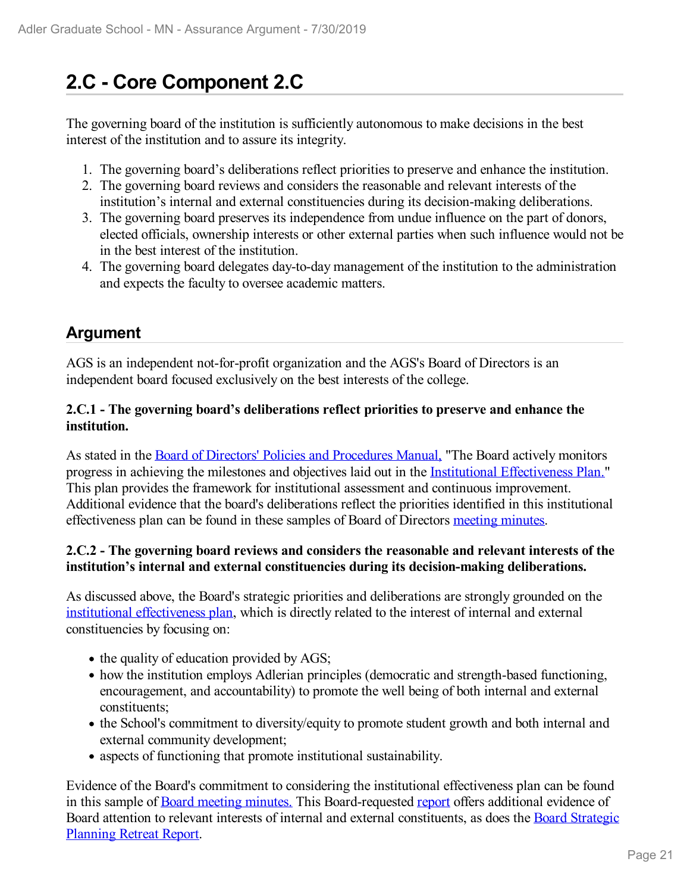# 2.C - Core Component 2.C

The governing board of the institution is sufficiently autonomous to make decisions in the best interest of the institution and to assure its integrity.

1. The governing board's deliberations reflect priorities to preserve and enhance the institution.
2. The governing board reviews and considers the reasonable and relevant interests of the institution's internal and external constituencies during its decision-making deliberations.
3. The governing board preserves its independence from undue influence on the part of donors, elected officials, ownership interests or other external parties when such influence would not be in the best interest of the institution.
4. The governing board delegates day-to-day management of the institution to the administration and expects the faculty to oversee academic matters.

## Argument

AGS is an independent not-for-profit organization and the AGS's Board of Directors is an independent board focused exclusively on the best interests of the college.

**2.C.1 - The governing board's deliberations reflect priorities to preserve and enhance the institution.**

As stated in the Board of Directors' Policies and Procedures Manual, "The Board actively monitors progress in achieving the milestones and objectives laid out in the Institutional Effectiveness Plan." This plan provides the framework for institutional assessment and continuous improvement. Additional evidence that the board's deliberations reflect the priorities identified in this institutional effectiveness plan can be found in these samples of Board of Directors meeting minutes.

**2.C.2 - The governing board reviews and considers the reasonable and relevant interests of the institution's internal and external constituencies during its decision-making deliberations.**

As discussed above, the Board's strategic priorities and deliberations are strongly grounded on the institutional effectiveness plan, which is directly related to the interest of internal and external constituencies by focusing on:

- the quality of education provided by AGS;
- how the institution employs Adlerian principles (democratic and strength-based functioning, encouragement, and accountability) to promote the well being of both internal and external constituents;
- the School's commitment to diversity/equity to promote student growth and both internal and external community development;
- aspects of functioning that promote institutional sustainability.

Evidence of the Board's commitment to considering the institutional effectiveness plan can be found in this sample of Board meeting minutes. This Board-requested report offers additional evidence of Board attention to relevant interests of internal and external constituents, as does the Board Strategic Planning Retreat Report.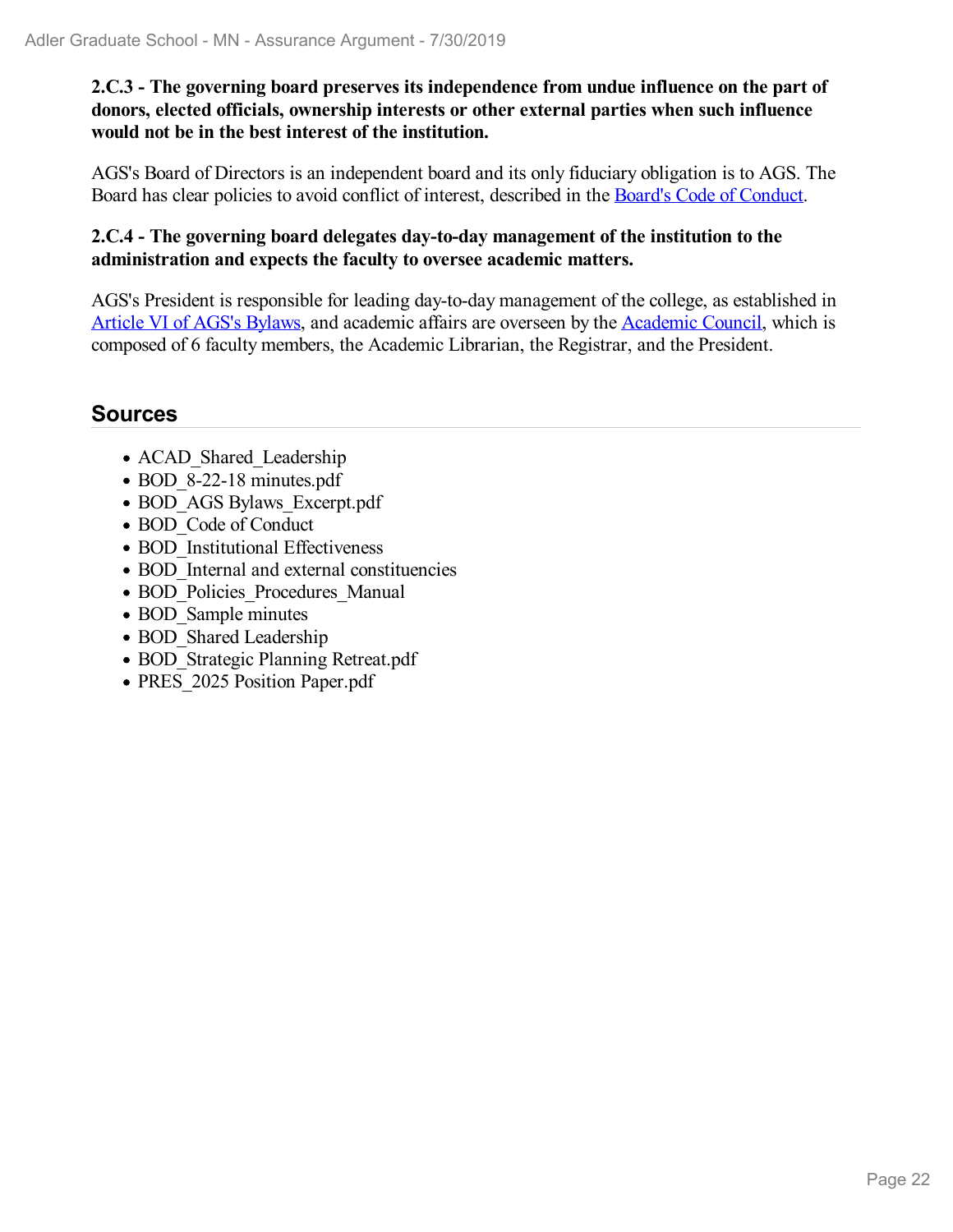**2.C.3 - The governing board preserves its independence from undue influence on the part of donors, elected officials, ownership interests or other external parties when such influence would not be in the best interest of the institution.**

AGS's Board of Directors is an independent board and its only fiduciary obligation is to AGS. The Board has clear policies to avoid conflict of interest, described in the Board's Code of Conduct.

**2.C.4 - The governing board delegates day-to-day management of the institution to the administration and expects the faculty to oversee academic matters.**

AGS's President is responsible for leading day-to-day management of the college, as established in Article VI of AGS's Bylaws, and academic affairs are overseen by the Academic Council, which is composed of 6 faculty members, the Academic Librarian, the Registrar, and the President.

## Sources

- ACAD_Shared_Leadership
- BOD_8-22-18 minutes.pdf
- BOD_AGS Bylaws_Excerpt.pdf
- BOD_Code of Conduct
- BOD_Institutional Effectiveness
- BOD_Internal and external constituencies
- BOD_Policies_Procedures_Manual
- BOD_Sample minutes
- BOD_Shared Leadership
- BOD_Strategic Planning Retreat.pdf
- PRES_2025 Position Paper.pdf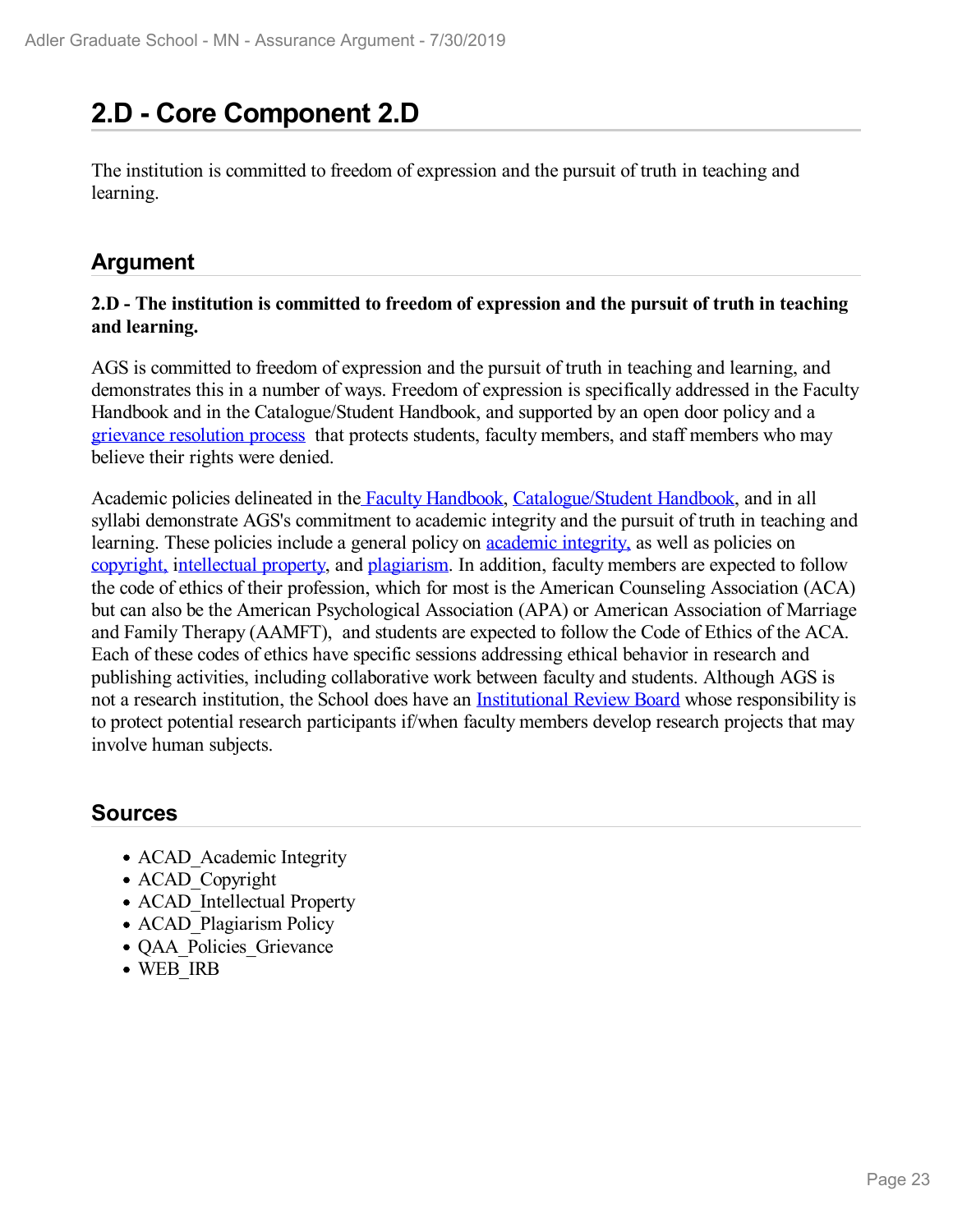# 2.D - Core Component 2.D

The institution is committed to freedom of expression and the pursuit of truth in teaching and learning.

## Argument

**2.D - The institution is committed to freedom of expression and the pursuit of truth in teaching and learning.**

AGS is committed to freedom of expression and the pursuit of truth in teaching and learning, and demonstrates this in a number of ways. Freedom of expression is specifically addressed in the Faculty Handbook and in the Catalogue/Student Handbook, and supported by an open door policy and a grievance resolution process that protects students, faculty members, and staff members who may believe their rights were denied.

Academic policies delineated in the Faculty Handbook, Catalogue/Student Handbook, and in all syllabi demonstrate AGS's commitment to academic integrity and the pursuit of truth in teaching and learning. These policies include a general policy on academic integrity, as well as policies on copyright, intellectual property, and plagiarism. In addition, faculty members are expected to follow the code of ethics of their profession, which for most is the American Counseling Association (ACA) but can also be the American Psychological Association (APA) or American Association of Marriage and Family Therapy (AAMFT), and students are expected to follow the Code of Ethics of the ACA. Each of these codes of ethics have specific sessions addressing ethical behavior in research and publishing activities, including collaborative work between faculty and students. Although AGS is not a research institution, the School does have an Institutional Review Board whose responsibility is to protect potential research participants if/when faculty members develop research projects that may involve human subjects.

## Sources

- ACAD_Academic Integrity
- ACAD_Copyright
- ACAD_Intellectual Property
- ACAD_Plagiarism Policy
- QAA_Policies_Grievance
- WEB_IRB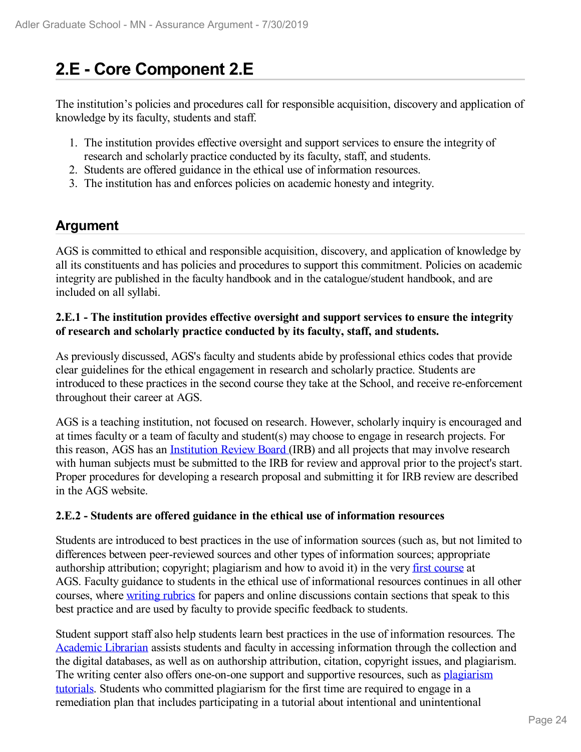## 2.E - Core Component 2.E

The institution's policies and procedures call for responsible acquisition, discovery and application of knowledge by its faculty, students and staff.

1. The institution provides effective oversight and support services to ensure the integrity of research and scholarly practice conducted by its faculty, staff, and students.
2. Students are offered guidance in the ethical use of information resources.
3. The institution has and enforces policies on academic honesty and integrity.

## Argument

AGS is committed to ethical and responsible acquisition, discovery, and application of knowledge by all its constituents and has policies and procedures to support this commitment. Policies on academic integrity are published in the faculty handbook and in the catalogue/student handbook, and are included on all syllabi.

**2.E.1 - The institution provides effective oversight and support services to ensure the integrity of research and scholarly practice conducted by its faculty, staff, and students.**

As previously discussed, AGS's faculty and students abide by professional ethics codes that provide clear guidelines for the ethical engagement in research and scholarly practice. Students are introduced to these practices in the second course they take at the School, and receive re-enforcement throughout their career at AGS.

AGS is a teaching institution, not focused on research. However, scholarly inquiry is encouraged and at times faculty or a team of faculty and student(s) may choose to engage in research projects. For this reason, AGS has an Institution Review Board (IRB) and all projects that may involve research with human subjects must be submitted to the IRB for review and approval prior to the project's start. Proper procedures for developing a research proposal and submitting it for IRB review are described in the AGS website.

**2.E.2 - Students are offered guidance in the ethical use of information resources**

Students are introduced to best practices in the use of information sources (such as, but not limited to differences between peer-reviewed sources and other types of information sources; appropriate authorship attribution; copyright; plagiarism and how to avoid it) in the very first course at AGS. Faculty guidance to students in the ethical use of informational resources continues in all other courses, where writing rubrics for papers and online discussions contain sections that speak to this best practice and are used by faculty to provide specific feedback to students.

Student support staff also help students learn best practices in the use of information resources. The Academic Librarian assists students and faculty in accessing information through the collection and the digital databases, as well as on authorship attribution, citation, copyright issues, and plagiarism. The writing center also offers one-on-one support and supportive resources, such as plagiarism tutorials. Students who committed plagiarism for the first time are required to engage in a remediation plan that includes participating in a tutorial about intentional and unintentional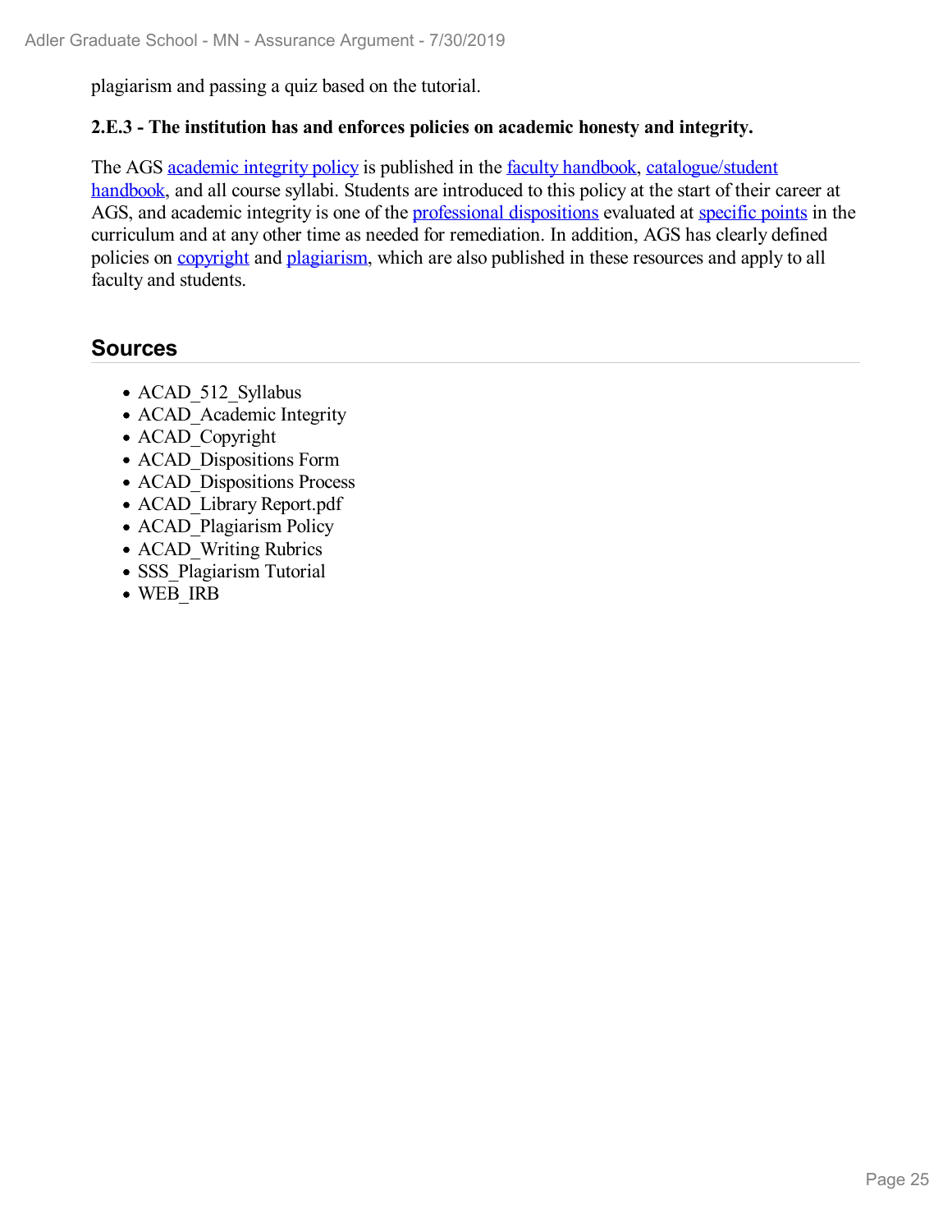plagiarism and passing a quiz based on the tutorial.

**2.E.3 - The institution has and enforces policies on academic honesty and integrity.**

The AGS academic integrity policy is published in the faculty handbook, catalogue/student handbook, and all course syllabi. Students are introduced to this policy at the start of their career at AGS, and academic integrity is one of the professional dispositions evaluated at specific points in the curriculum and at any other time as needed for remediation. In addition, AGS has clearly defined policies on copyright and plagiarism, which are also published in these resources and apply to all faculty and students.

## Sources

- ACAD_512_Syllabus
- ACAD_Academic Integrity
- ACAD_Copyright
- ACAD_Dispositions Form
- ACAD_Dispositions Process
- ACAD_Library Report.pdf
- ACAD_Plagiarism Policy
- ACAD_Writing Rubrics
- SSS_Plagiarism Tutorial
- WEB_IRB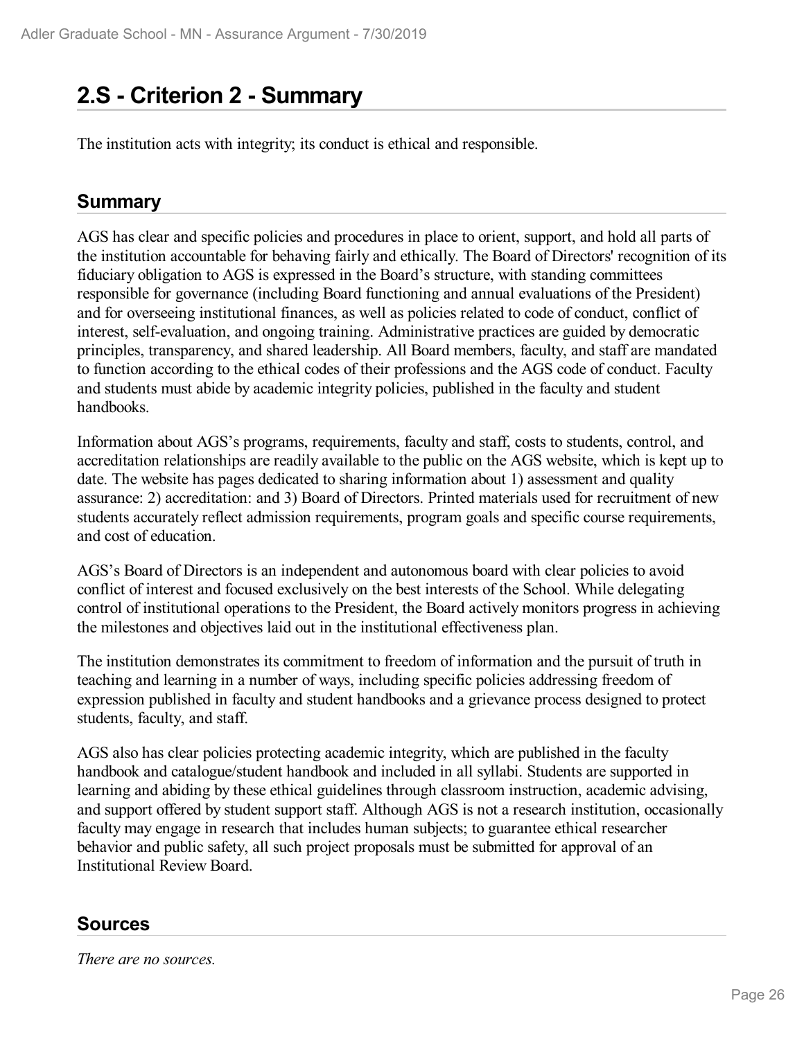# 2.S - Criterion 2 - Summary

The institution acts with integrity; its conduct is ethical and responsible.

## Summary

AGS has clear and specific policies and procedures in place to orient, support, and hold all parts of the institution accountable for behaving fairly and ethically. The Board of Directors' recognition of its fiduciary obligation to AGS is expressed in the Board's structure, with standing committees responsible for governance (including Board functioning and annual evaluations of the President) and for overseeing institutional finances, as well as policies related to code of conduct, conflict of interest, self-evaluation, and ongoing training. Administrative practices are guided by democratic principles, transparency, and shared leadership. All Board members, faculty, and staff are mandated to function according to the ethical codes of their professions and the AGS code of conduct. Faculty and students must abide by academic integrity policies, published in the faculty and student handbooks.

Information about AGS's programs, requirements, faculty and staff, costs to students, control, and accreditation relationships are readily available to the public on the AGS website, which is kept up to date. The website has pages dedicated to sharing information about 1) assessment and quality assurance: 2) accreditation: and 3) Board of Directors. Printed materials used for recruitment of new students accurately reflect admission requirements, program goals and specific course requirements, and cost of education.

AGS's Board of Directors is an independent and autonomous board with clear policies to avoid conflict of interest and focused exclusively on the best interests of the School. While delegating control of institutional operations to the President, the Board actively monitors progress in achieving the milestones and objectives laid out in the institutional effectiveness plan.

The institution demonstrates its commitment to freedom of information and the pursuit of truth in teaching and learning in a number of ways, including specific policies addressing freedom of expression published in faculty and student handbooks and a grievance process designed to protect students, faculty, and staff.

AGS also has clear policies protecting academic integrity, which are published in the faculty handbook and catalogue/student handbook and included in all syllabi. Students are supported in learning and abiding by these ethical guidelines through classroom instruction, academic advising, and support offered by student support staff. Although AGS is not a research institution, occasionally faculty may engage in research that includes human subjects; to guarantee ethical researcher behavior and public safety, all such project proposals must be submitted for approval of an Institutional Review Board.

## Sources

*There are no sources.*